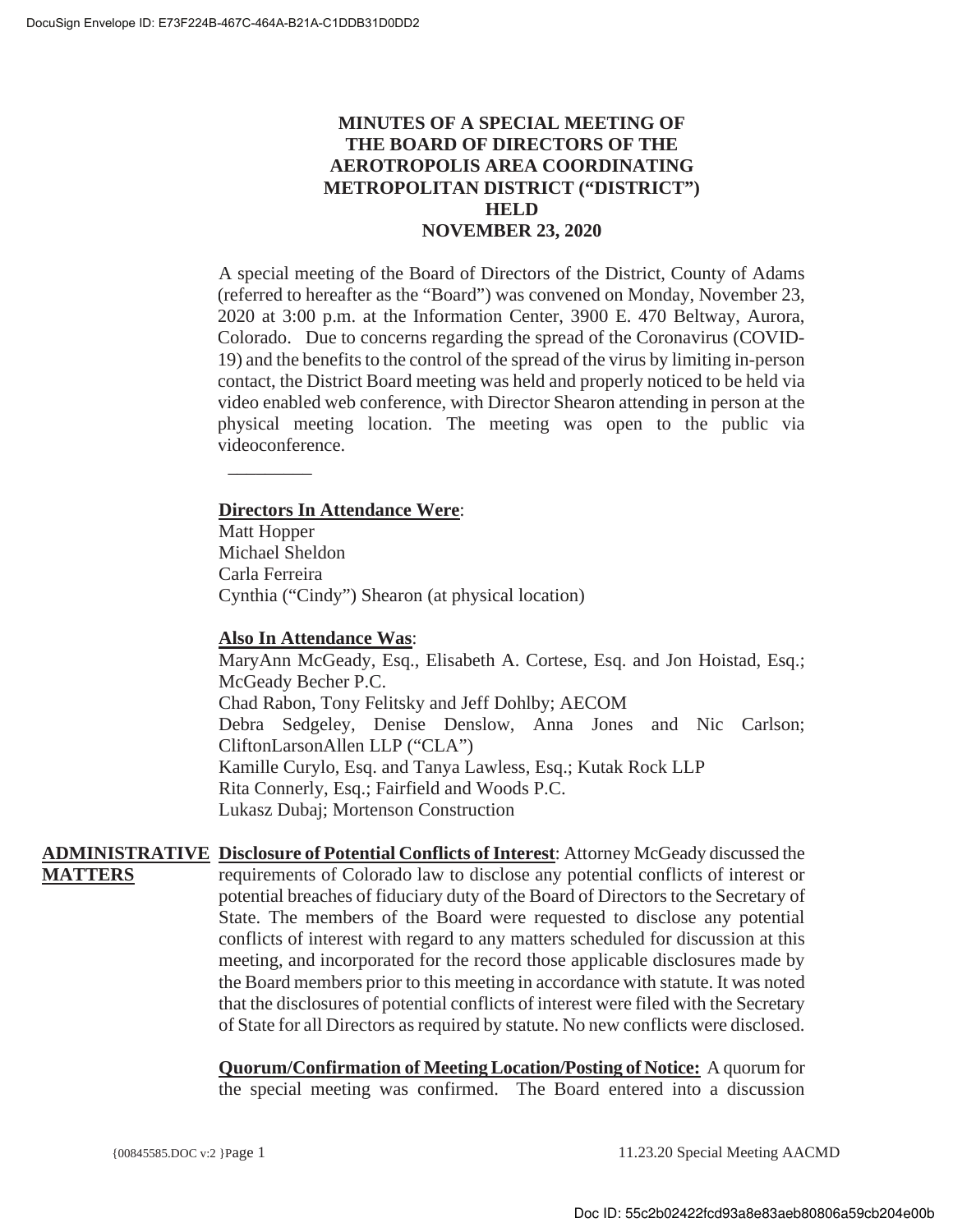# MINUTES OF A SPECIAL MEETING OF THE BOARD OF DIRECTORS OF THE AEROTROPOLIS AREA COORDINATING METROPOLITAN DISTRICT ("DISTRICT") HELD NOVEMBER 23, 2020

A special meeting of the Board of Directors of the District, County of Adams (referred to hereafter as the "Board") was convened on Monday, November 23, 2020 at 3:00 p.m. at the Information Center, 3900 E. 470 Beltway, Aurora, Colorado. Due to concerns regarding the spread of the Coronavirus (COVID-19) and the benefits to the control of the spread of the virus by limiting in-person contact, the District Board meeting was held and properly noticed to be held via video enabled web conference, with Director Shearon attending in person at the physical meeting location. The meeting was open to the public via videoconference.

---

**Directors In Attendance Were**:

Matt Hopper
Michael Sheldon
Carla Ferreira
Cynthia ("Cindy") Shearon (at physical location)

**Also In Attendance Was**:

MaryAnn McGeady, Esq., Elisabeth A. Cortese, Esq. and Jon Hoistad, Esq.; McGeady Becher P.C.
Chad Rabon, Tony Felitsky and Jeff Dohlby; AECOM
Debra Sedgeley, Denise Denslow, Anna Jones and Nic Carlson; CliftonLarsonAllen LLP ("CLA")
Kamille Curylo, Esq. and Tanya Lawless, Esq.; Kutak Rock LLP
Rita Connerly, Esq.; Fairfield and Woods P.C.
Lukasz Dubaj; Mortenson Construction

## ADMINISTRATIVE MATTERS

**Disclosure of Potential Conflicts of Interest**: Attorney McGeady discussed the requirements of Colorado law to disclose any potential conflicts of interest or potential breaches of fiduciary duty of the Board of Directors to the Secretary of State. The members of the Board were requested to disclose any potential conflicts of interest with regard to any matters scheduled for discussion at this meeting, and incorporated for the record those applicable disclosures made by the Board members prior to this meeting in accordance with statute. It was noted that the disclosures of potential conflicts of interest were filed with the Secretary of State for all Directors as required by statute. No new conflicts were disclosed.

**Quorum/Confirmation of Meeting Location/Posting of Notice:** A quorum for the special meeting was confirmed. The Board entered into a discussion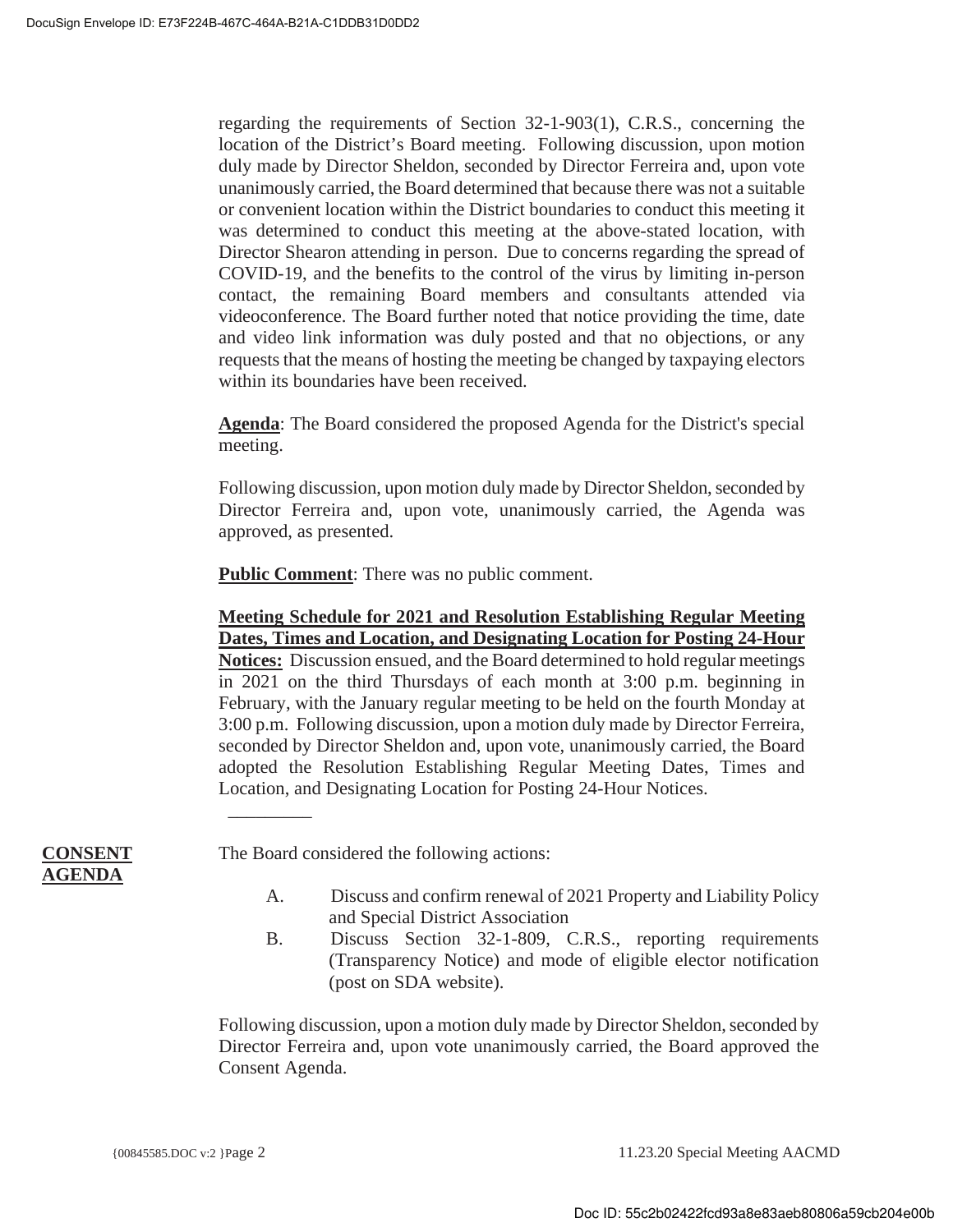regarding the requirements of Section 32-1-903(1), C.R.S., concerning the location of the District's Board meeting. Following discussion, upon motion duly made by Director Sheldon, seconded by Director Ferreira and, upon vote unanimously carried, the Board determined that because there was not a suitable or convenient location within the District boundaries to conduct this meeting it was determined to conduct this meeting at the above-stated location, with Director Shearon attending in person. Due to concerns regarding the spread of COVID-19, and the benefits to the control of the virus by limiting in-person contact, the remaining Board members and consultants attended via videoconference. The Board further noted that notice providing the time, date and video link information was duly posted and that no objections, or any requests that the means of hosting the meeting be changed by taxpaying electors within its boundaries have been received.

**Agenda**: The Board considered the proposed Agenda for the District's special meeting.

Following discussion, upon motion duly made by Director Sheldon, seconded by Director Ferreira and, upon vote, unanimously carried, the Agenda was approved, as presented.

**Public Comment**: There was no public comment.

**Meeting Schedule for 2021 and Resolution Establishing Regular Meeting Dates, Times and Location, and Designating Location for Posting 24-Hour Notices:** Discussion ensued, and the Board determined to hold regular meetings in 2021 on the third Thursdays of each month at 3:00 p.m. beginning in February, with the January regular meeting to be held on the fourth Monday at 3:00 p.m. Following discussion, upon a motion duly made by Director Ferreira, seconded by Director Sheldon and, upon vote, unanimously carried, the Board adopted the Resolution Establishing Regular Meeting Dates, Times and Location, and Designating Location for Posting 24-Hour Notices.

---

**CONSENT AGENDA**

The Board considered the following actions:

A. Discuss and confirm renewal of 2021 Property and Liability Policy and Special District Association

B. Discuss Section 32-1-809, C.R.S., reporting requirements (Transparency Notice) and mode of eligible elector notification (post on SDA website).

Following discussion, upon a motion duly made by Director Sheldon, seconded by Director Ferreira and, upon vote unanimously carried, the Board approved the Consent Agenda.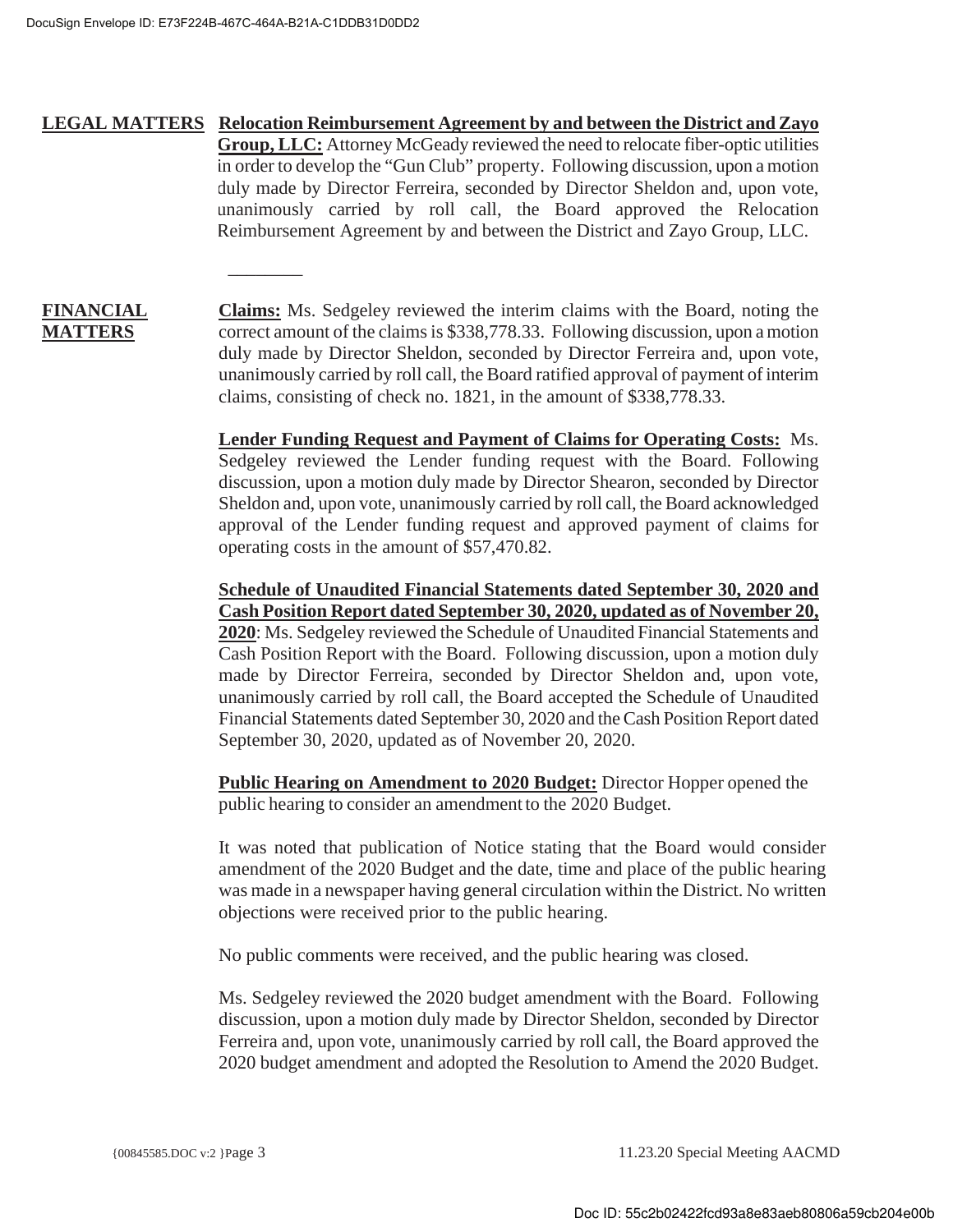**LEGAL MATTERS** **Relocation Reimbursement Agreement by and between the District and Zayo Group, LLC:** Attorney McGeady reviewed the need to relocate fiber-optic utilities in order to develop the "Gun Club" property. Following discussion, upon a motion duly made by Director Ferreira, seconded by Director Sheldon and, upon vote, unanimously carried by roll call, the Board approved the Relocation Reimbursement Agreement by and between the District and Zayo Group, LLC.

________

**FINANCIAL MATTERS**

**Claims:** Ms. Sedgeley reviewed the interim claims with the Board, noting the correct amount of the claims is $338,778.33. Following discussion, upon a motion duly made by Director Sheldon, seconded by Director Ferreira and, upon vote, unanimously carried by roll call, the Board ratified approval of payment of interim claims, consisting of check no. 1821, in the amount of $338,778.33.

**Lender Funding Request and Payment of Claims for Operating Costs:** Ms. Sedgeley reviewed the Lender funding request with the Board. Following discussion, upon a motion duly made by Director Shearon, seconded by Director Sheldon and, upon vote, unanimously carried by roll call, the Board acknowledged approval of the Lender funding request and approved payment of claims for operating costs in the amount of $57,470.82.

**Schedule of Unaudited Financial Statements dated September 30, 2020 and Cash Position Report dated September 30, 2020, updated as of November 20, 2020**: Ms. Sedgeley reviewed the Schedule of Unaudited Financial Statements and Cash Position Report with the Board. Following discussion, upon a motion duly made by Director Ferreira, seconded by Director Sheldon and, upon vote, unanimously carried by roll call, the Board accepted the Schedule of Unaudited Financial Statements dated September 30, 2020 and the Cash Position Report dated September 30, 2020, updated as of November 20, 2020.

**Public Hearing on Amendment to 2020 Budget:** Director Hopper opened the public hearing to consider an amendment to the 2020 Budget.

It was noted that publication of Notice stating that the Board would consider amendment of the 2020 Budget and the date, time and place of the public hearing was made in a newspaper having general circulation within the District. No written objections were received prior to the public hearing.

No public comments were received, and the public hearing was closed.

Ms. Sedgeley reviewed the 2020 budget amendment with the Board. Following discussion, upon a motion duly made by Director Sheldon, seconded by Director Ferreira and, upon vote, unanimously carried by roll call, the Board approved the 2020 budget amendment and adopted the Resolution to Amend the 2020 Budget.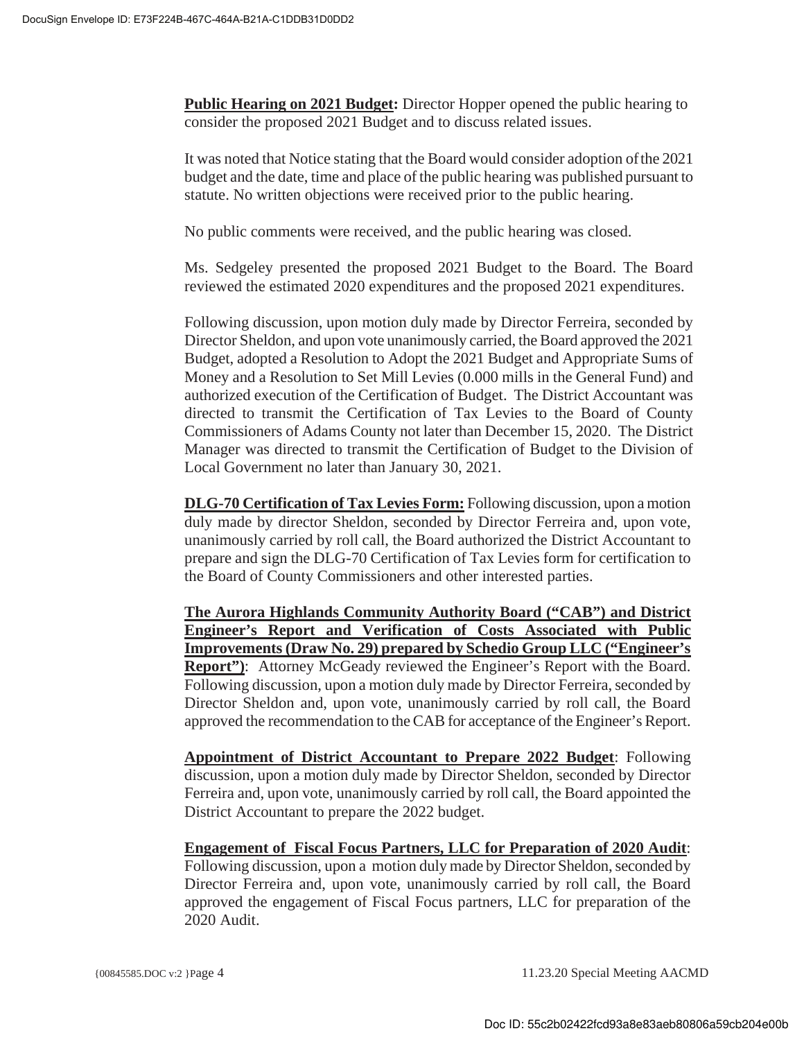**Public Hearing on 2021 Budget:** Director Hopper opened the public hearing to consider the proposed 2021 Budget and to discuss related issues.

It was noted that Notice stating that the Board would consider adoption of the 2021 budget and the date, time and place of the public hearing was published pursuant to statute. No written objections were received prior to the public hearing.

No public comments were received, and the public hearing was closed.

Ms. Sedgeley presented the proposed 2021 Budget to the Board. The Board reviewed the estimated 2020 expenditures and the proposed 2021 expenditures.

Following discussion, upon motion duly made by Director Ferreira, seconded by Director Sheldon, and upon vote unanimously carried, the Board approved the 2021 Budget, adopted a Resolution to Adopt the 2021 Budget and Appropriate Sums of Money and a Resolution to Set Mill Levies (0.000 mills in the General Fund) and authorized execution of the Certification of Budget. The District Accountant was directed to transmit the Certification of Tax Levies to the Board of County Commissioners of Adams County not later than December 15, 2020. The District Manager was directed to transmit the Certification of Budget to the Division of Local Government no later than January 30, 2021.

**DLG-70 Certification of Tax Levies Form:** Following discussion, upon a motion duly made by director Sheldon, seconded by Director Ferreira and, upon vote, unanimously carried by roll call, the Board authorized the District Accountant to prepare and sign the DLG-70 Certification of Tax Levies form for certification to the Board of County Commissioners and other interested parties.

**The Aurora Highlands Community Authority Board ("CAB") and District Engineer's Report and Verification of Costs Associated with Public Improvements (Draw No. 29) prepared by Schedio Group LLC ("Engineer's Report")**: Attorney McGeady reviewed the Engineer's Report with the Board. Following discussion, upon a motion duly made by Director Ferreira, seconded by Director Sheldon and, upon vote, unanimously carried by roll call, the Board approved the recommendation to the CAB for acceptance of the Engineer's Report.

**Appointment of District Accountant to Prepare 2022 Budget**: Following discussion, upon a motion duly made by Director Sheldon, seconded by Director Ferreira and, upon vote, unanimously carried by roll call, the Board appointed the District Accountant to prepare the 2022 budget.

**Engagement of Fiscal Focus Partners, LLC for Preparation of 2020 Audit**: Following discussion, upon a motion duly made by Director Sheldon, seconded by Director Ferreira and, upon vote, unanimously carried by roll call, the Board approved the engagement of Fiscal Focus partners, LLC for preparation of the 2020 Audit.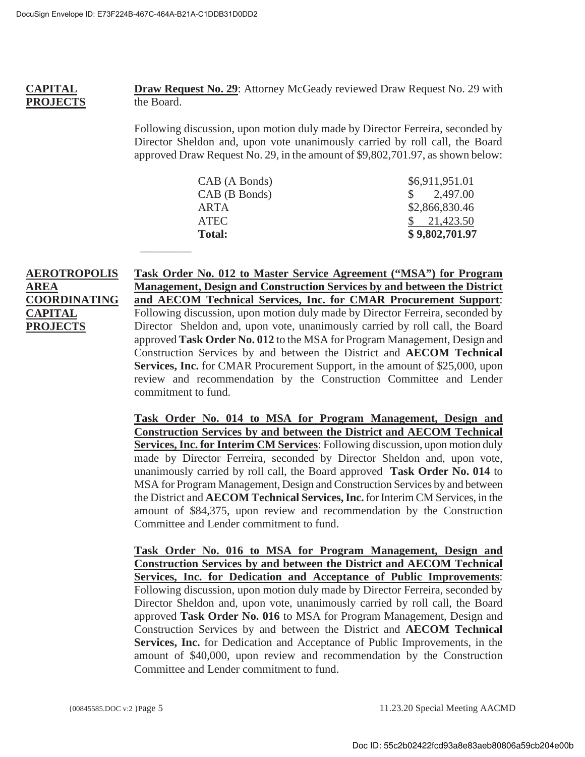**CAPITAL PROJECTS**

**Draw Request No. 29**: Attorney McGeady reviewed Draw Request No. 29 with the Board.

Following discussion, upon motion duly made by Director Ferreira, seconded by Director Sheldon and, upon vote unanimously carried by roll call, the Board approved Draw Request No. 29, in the amount of $9,802,701.97, as shown below:

| | |
|---|---|
| CAB (A Bonds) | $6,911,951.01 |
| CAB (B Bonds) | $ 2,497.00 |
| ARTA | $2,866,830.46 |
| ATEC | $ 21,423.50 |
| **Total:** | **$ 9,802,701.97** |

---

**AEROTROPOLIS AREA COORDINATING CAPITAL PROJECTS**

**Task Order No. 012 to Master Service Agreement ("MSA") for Program Management, Design and Construction Services by and between the District and AECOM Technical Services, Inc. for CMAR Procurement Support**: Following discussion, upon motion duly made by Director Ferreira, seconded by Director Sheldon and, upon vote, unanimously carried by roll call, the Board approved **Task Order No. 012** to the MSA for Program Management, Design and Construction Services by and between the District and **AECOM Technical Services, Inc.** for CMAR Procurement Support, in the amount of $25,000, upon review and recommendation by the Construction Committee and Lender commitment to fund.

**Task Order No. 014 to MSA for Program Management, Design and Construction Services by and between the District and AECOM Technical Services, Inc. for Interim CM Services**: Following discussion, upon motion duly made by Director Ferreira, seconded by Director Sheldon and, upon vote, unanimously carried by roll call, the Board approved **Task Order No. 014** to MSA for Program Management, Design and Construction Services by and between the District and **AECOM Technical Services, Inc.** for Interim CM Services, in the amount of $84,375, upon review and recommendation by the Construction Committee and Lender commitment to fund.

**Task Order No. 016 to MSA for Program Management, Design and Construction Services by and between the District and AECOM Technical Services, Inc. for Dedication and Acceptance of Public Improvements**: Following discussion, upon motion duly made by Director Ferreira, seconded by Director Sheldon and, upon vote, unanimously carried by roll call, the Board approved **Task Order No. 016** to MSA for Program Management, Design and Construction Services by and between the District and **AECOM Technical Services, Inc.** for Dedication and Acceptance of Public Improvements, in the amount of $40,000, upon review and recommendation by the Construction Committee and Lender commitment to fund.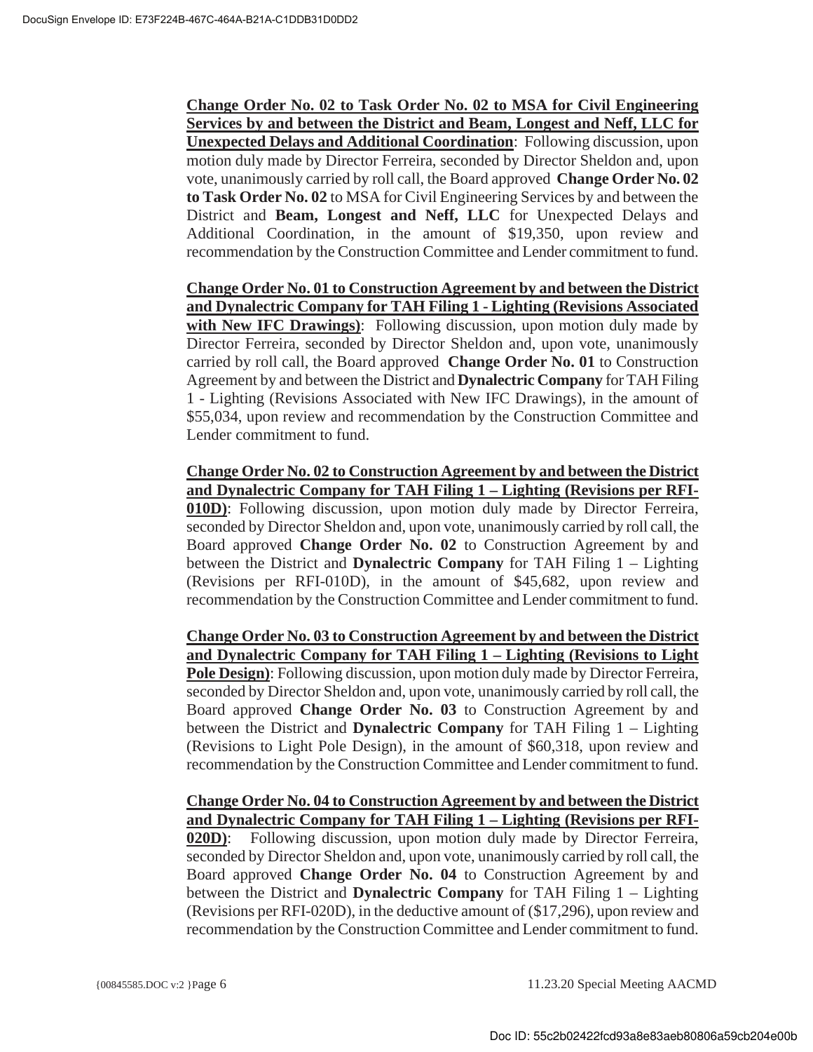**Change Order No. 02 to Task Order No. 02 to MSA for Civil Engineering Services by and between the District and Beam, Longest and Neff, LLC for Unexpected Delays and Additional Coordination**: Following discussion, upon motion duly made by Director Ferreira, seconded by Director Sheldon and, upon vote, unanimously carried by roll call, the Board approved **Change Order No. 02 to Task Order No. 02** to MSA for Civil Engineering Services by and between the District and **Beam, Longest and Neff, LLC** for Unexpected Delays and Additional Coordination, in the amount of $19,350, upon review and recommendation by the Construction Committee and Lender commitment to fund.

**Change Order No. 01 to Construction Agreement by and between the District and Dynalectric Company for TAH Filing 1 - Lighting (Revisions Associated with New IFC Drawings)**: Following discussion, upon motion duly made by Director Ferreira, seconded by Director Sheldon and, upon vote, unanimously carried by roll call, the Board approved **Change Order No. 01** to Construction Agreement by and between the District and **Dynalectric Company** for TAH Filing 1 - Lighting (Revisions Associated with New IFC Drawings), in the amount of $55,034, upon review and recommendation by the Construction Committee and Lender commitment to fund.

**Change Order No. 02 to Construction Agreement by and between the District and Dynalectric Company for TAH Filing 1 – Lighting (Revisions per RFI-010D)**: Following discussion, upon motion duly made by Director Ferreira, seconded by Director Sheldon and, upon vote, unanimously carried by roll call, the Board approved **Change Order No. 02** to Construction Agreement by and between the District and **Dynalectric Company** for TAH Filing 1 – Lighting (Revisions per RFI-010D), in the amount of $45,682, upon review and recommendation by the Construction Committee and Lender commitment to fund.

**Change Order No. 03 to Construction Agreement by and between the District and Dynalectric Company for TAH Filing 1 – Lighting (Revisions to Light Pole Design)**: Following discussion, upon motion duly made by Director Ferreira, seconded by Director Sheldon and, upon vote, unanimously carried by roll call, the Board approved **Change Order No. 03** to Construction Agreement by and between the District and **Dynalectric Company** for TAH Filing 1 – Lighting (Revisions to Light Pole Design), in the amount of $60,318, upon review and recommendation by the Construction Committee and Lender commitment to fund.

**Change Order No. 04 to Construction Agreement by and between the District and Dynalectric Company for TAH Filing 1 – Lighting (Revisions per RFI-020D)**: Following discussion, upon motion duly made by Director Ferreira, seconded by Director Sheldon and, upon vote, unanimously carried by roll call, the Board approved **Change Order No. 04** to Construction Agreement by and between the District and **Dynalectric Company** for TAH Filing 1 – Lighting (Revisions per RFI-020D), in the deductive amount of ($17,296), upon review and recommendation by the Construction Committee and Lender commitment to fund.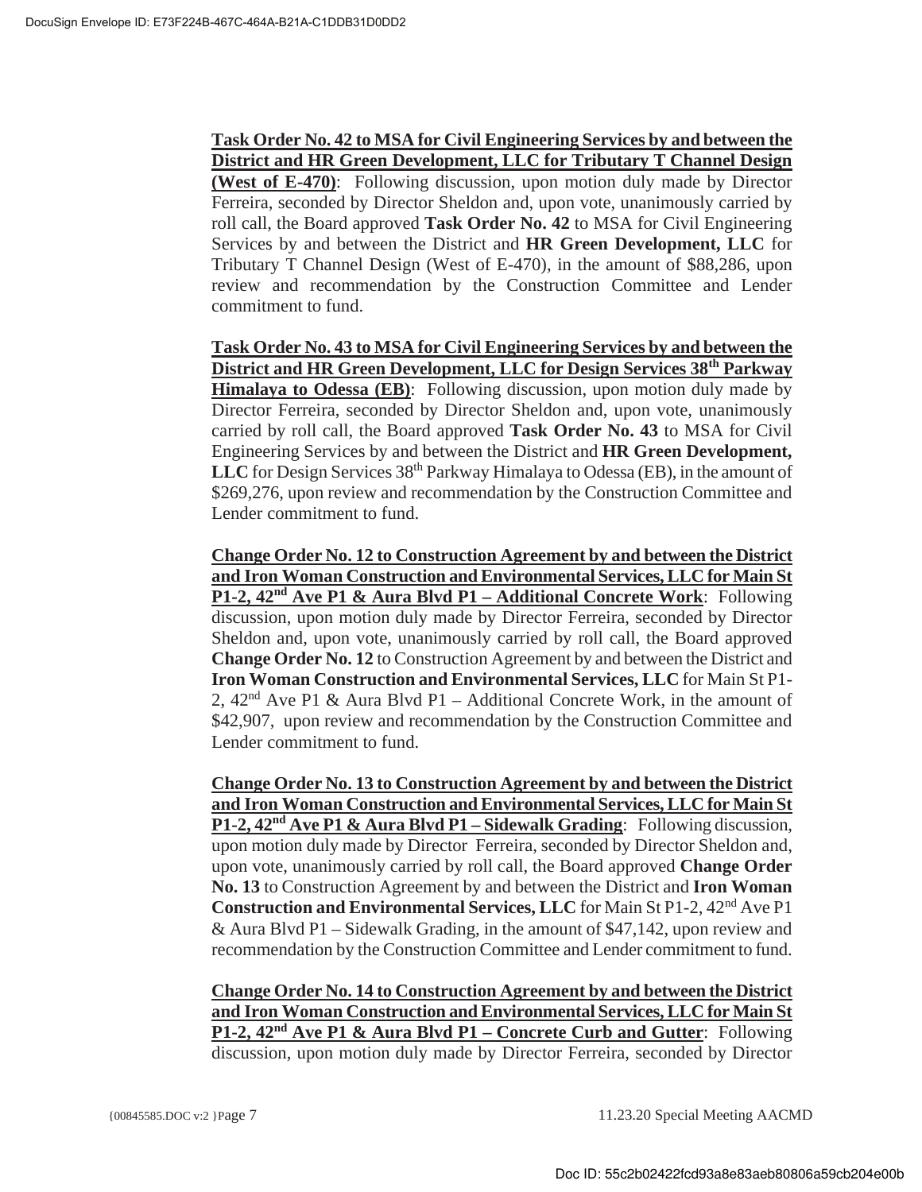**Task Order No. 42 to MSA for Civil Engineering Services by and between the District and HR Green Development, LLC for Tributary T Channel Design (West of E-470)**: Following discussion, upon motion duly made by Director Ferreira, seconded by Director Sheldon and, upon vote, unanimously carried by roll call, the Board approved **Task Order No. 42** to MSA for Civil Engineering Services by and between the District and **HR Green Development, LLC** for Tributary T Channel Design (West of E-470), in the amount of $88,286, upon review and recommendation by the Construction Committee and Lender commitment to fund.

**Task Order No. 43 to MSA for Civil Engineering Services by and between the District and HR Green Development, LLC for Design Services 38th Parkway Himalaya to Odessa (EB)**: Following discussion, upon motion duly made by Director Ferreira, seconded by Director Sheldon and, upon vote, unanimously carried by roll call, the Board approved **Task Order No. 43** to MSA for Civil Engineering Services by and between the District and **HR Green Development, LLC** for Design Services 38th Parkway Himalaya to Odessa (EB), in the amount of $269,276, upon review and recommendation by the Construction Committee and Lender commitment to fund.

**Change Order No. 12 to Construction Agreement by and between the District and Iron Woman Construction and Environmental Services, LLC for Main St P1-2, 42nd Ave P1 & Aura Blvd P1 – Additional Concrete Work**: Following discussion, upon motion duly made by Director Ferreira, seconded by Director Sheldon and, upon vote, unanimously carried by roll call, the Board approved **Change Order No. 12** to Construction Agreement by and between the District and **Iron Woman Construction and Environmental Services, LLC** for Main St P1-2, 42nd Ave P1 & Aura Blvd P1 – Additional Concrete Work, in the amount of $42,907, upon review and recommendation by the Construction Committee and Lender commitment to fund.

**Change Order No. 13 to Construction Agreement by and between the District and Iron Woman Construction and Environmental Services, LLC for Main St P1-2, 42nd Ave P1 & Aura Blvd P1 – Sidewalk Grading**: Following discussion, upon motion duly made by Director Ferreira, seconded by Director Sheldon and, upon vote, unanimously carried by roll call, the Board approved **Change Order No. 13** to Construction Agreement by and between the District and **Iron Woman Construction and Environmental Services, LLC** for Main St P1-2, 42nd Ave P1 & Aura Blvd P1 – Sidewalk Grading, in the amount of $47,142, upon review and recommendation by the Construction Committee and Lender commitment to fund.

**Change Order No. 14 to Construction Agreement by and between the District and Iron Woman Construction and Environmental Services, LLC for Main St P1-2, 42nd Ave P1 & Aura Blvd P1 – Concrete Curb and Gutter**: Following discussion, upon motion duly made by Director Ferreira, seconded by Director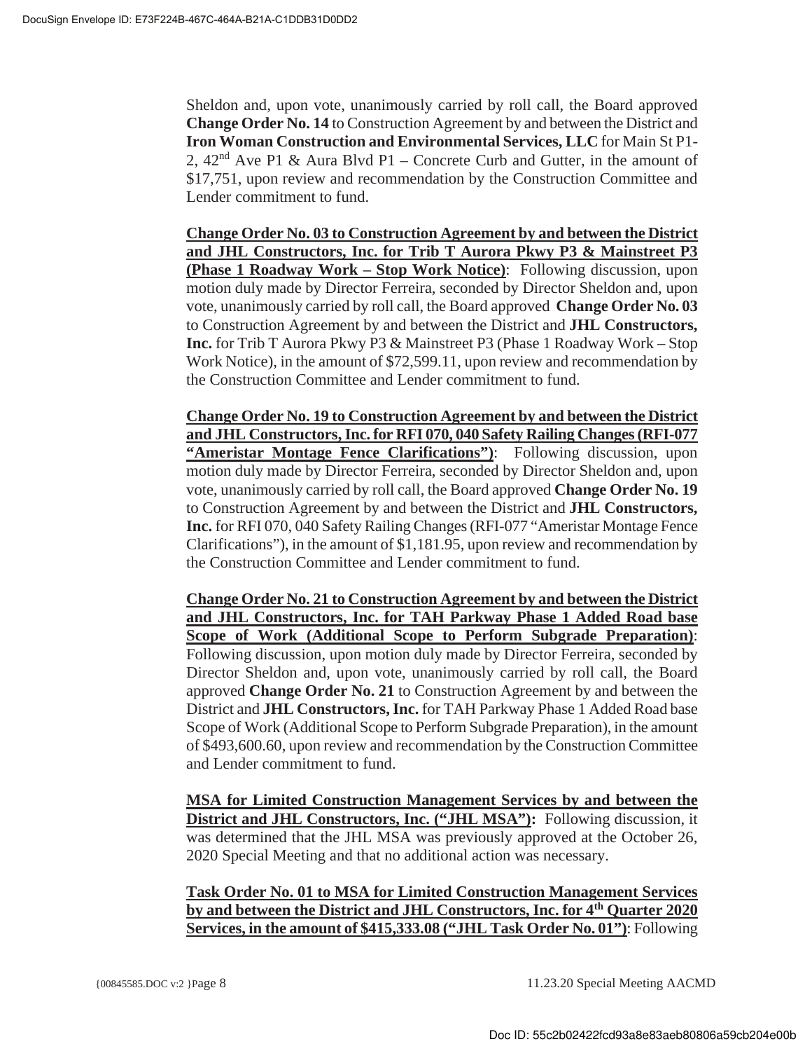Sheldon and, upon vote, unanimously carried by roll call, the Board approved **Change Order No. 14** to Construction Agreement by and between the District and **Iron Woman Construction and Environmental Services, LLC** for Main St P1-2, 42nd Ave P1 & Aura Blvd P1 – Concrete Curb and Gutter, in the amount of $17,751, upon review and recommendation by the Construction Committee and Lender commitment to fund.

**Change Order No. 03 to Construction Agreement by and between the District and JHL Constructors, Inc. for Trib T Aurora Pkwy P3 & Mainstreet P3 (Phase 1 Roadway Work – Stop Work Notice)**: Following discussion, upon motion duly made by Director Ferreira, seconded by Director Sheldon and, upon vote, unanimously carried by roll call, the Board approved **Change Order No. 03** to Construction Agreement by and between the District and **JHL Constructors, Inc.** for Trib T Aurora Pkwy P3 & Mainstreet P3 (Phase 1 Roadway Work – Stop Work Notice), in the amount of $72,599.11, upon review and recommendation by the Construction Committee and Lender commitment to fund.

**Change Order No. 19 to Construction Agreement by and between the District and JHL Constructors, Inc. for RFI 070, 040 Safety Railing Changes (RFI-077 "Ameristar Montage Fence Clarifications")**: Following discussion, upon motion duly made by Director Ferreira, seconded by Director Sheldon and, upon vote, unanimously carried by roll call, the Board approved **Change Order No. 19** to Construction Agreement by and between the District and **JHL Constructors, Inc.** for RFI 070, 040 Safety Railing Changes (RFI-077 "Ameristar Montage Fence Clarifications"), in the amount of $1,181.95, upon review and recommendation by the Construction Committee and Lender commitment to fund.

**Change Order No. 21 to Construction Agreement by and between the District and JHL Constructors, Inc. for TAH Parkway Phase 1 Added Road base Scope of Work (Additional Scope to Perform Subgrade Preparation)**: Following discussion, upon motion duly made by Director Ferreira, seconded by Director Sheldon and, upon vote, unanimously carried by roll call, the Board approved **Change Order No. 21** to Construction Agreement by and between the District and **JHL Constructors, Inc.** for TAH Parkway Phase 1 Added Road base Scope of Work (Additional Scope to Perform Subgrade Preparation), in the amount of $493,600.60, upon review and recommendation by the Construction Committee and Lender commitment to fund.

**MSA for Limited Construction Management Services by and between the District and JHL Constructors, Inc. ("JHL MSA"):** Following discussion, it was determined that the JHL MSA was previously approved at the October 26, 2020 Special Meeting and that no additional action was necessary.

**Task Order No. 01 to MSA for Limited Construction Management Services by and between the District and JHL Constructors, Inc. for 4th Quarter 2020 Services, in the amount of $415,333.08 ("JHL Task Order No. 01")**: Following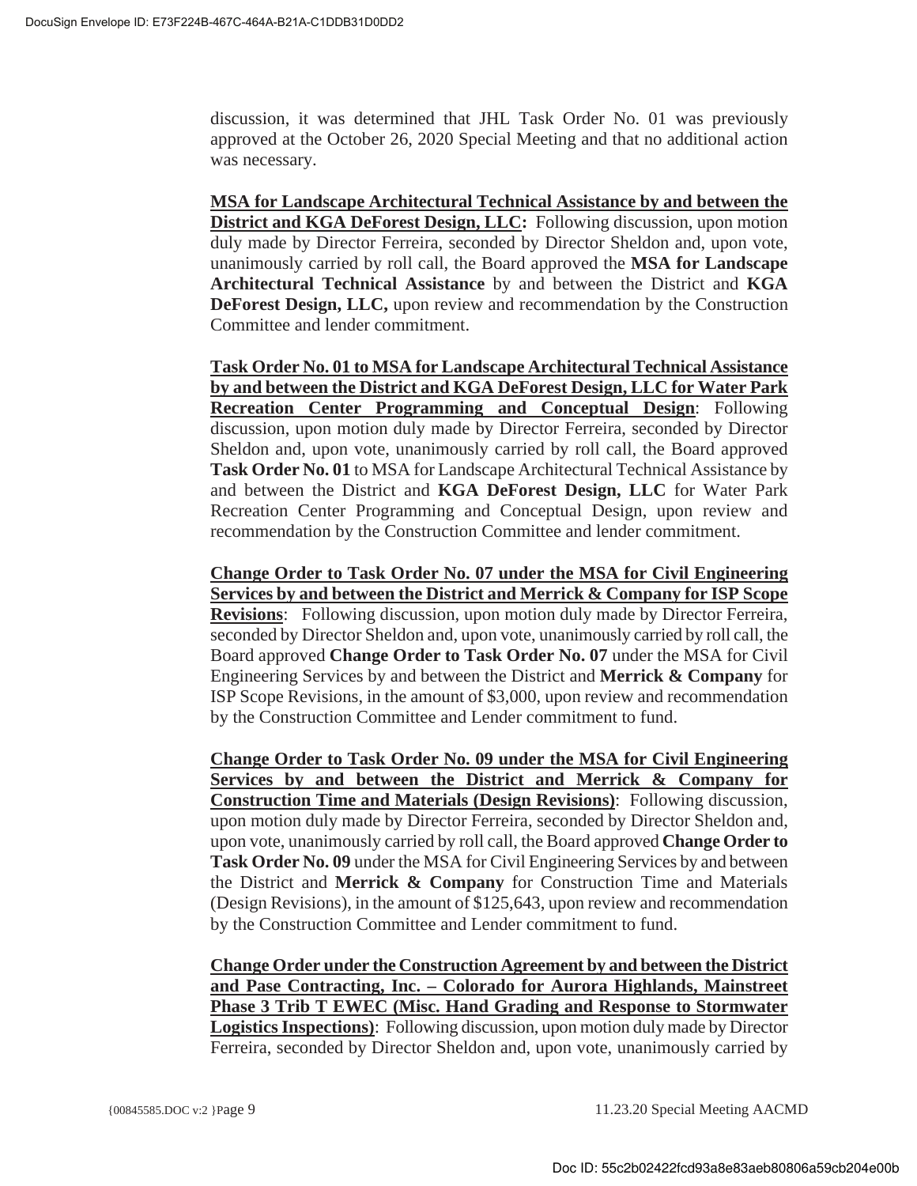discussion, it was determined that JHL Task Order No. 01 was previously approved at the October 26, 2020 Special Meeting and that no additional action was necessary.

**MSA for Landscape Architectural Technical Assistance by and between the District and KGA DeForest Design, LLC:** Following discussion, upon motion duly made by Director Ferreira, seconded by Director Sheldon and, upon vote, unanimously carried by roll call, the Board approved the **MSA for Landscape Architectural Technical Assistance** by and between the District and **KGA DeForest Design, LLC,** upon review and recommendation by the Construction Committee and lender commitment.

**Task Order No. 01 to MSA for Landscape Architectural Technical Assistance by and between the District and KGA DeForest Design, LLC for Water Park Recreation Center Programming and Conceptual Design**: Following discussion, upon motion duly made by Director Ferreira, seconded by Director Sheldon and, upon vote, unanimously carried by roll call, the Board approved **Task Order No. 01** to MSA for Landscape Architectural Technical Assistance by and between the District and **KGA DeForest Design, LLC** for Water Park Recreation Center Programming and Conceptual Design, upon review and recommendation by the Construction Committee and lender commitment.

**Change Order to Task Order No. 07 under the MSA for Civil Engineering Services by and between the District and Merrick & Company for ISP Scope Revisions**: Following discussion, upon motion duly made by Director Ferreira, seconded by Director Sheldon and, upon vote, unanimously carried by roll call, the Board approved **Change Order to Task Order No. 07** under the MSA for Civil Engineering Services by and between the District and **Merrick & Company** for ISP Scope Revisions, in the amount of $3,000, upon review and recommendation by the Construction Committee and Lender commitment to fund.

**Change Order to Task Order No. 09 under the MSA for Civil Engineering Services by and between the District and Merrick & Company for Construction Time and Materials (Design Revisions)**: Following discussion, upon motion duly made by Director Ferreira, seconded by Director Sheldon and, upon vote, unanimously carried by roll call, the Board approved **Change Order to Task Order No. 09** under the MSA for Civil Engineering Services by and between the District and **Merrick & Company** for Construction Time and Materials (Design Revisions), in the amount of $125,643, upon review and recommendation by the Construction Committee and Lender commitment to fund.

**Change Order under the Construction Agreement by and between the District and Pase Contracting, Inc. – Colorado for Aurora Highlands, Mainstreet Phase 3 Trib T EWEC (Misc. Hand Grading and Response to Stormwater Logistics Inspections)**: Following discussion, upon motion duly made by Director Ferreira, seconded by Director Sheldon and, upon vote, unanimously carried by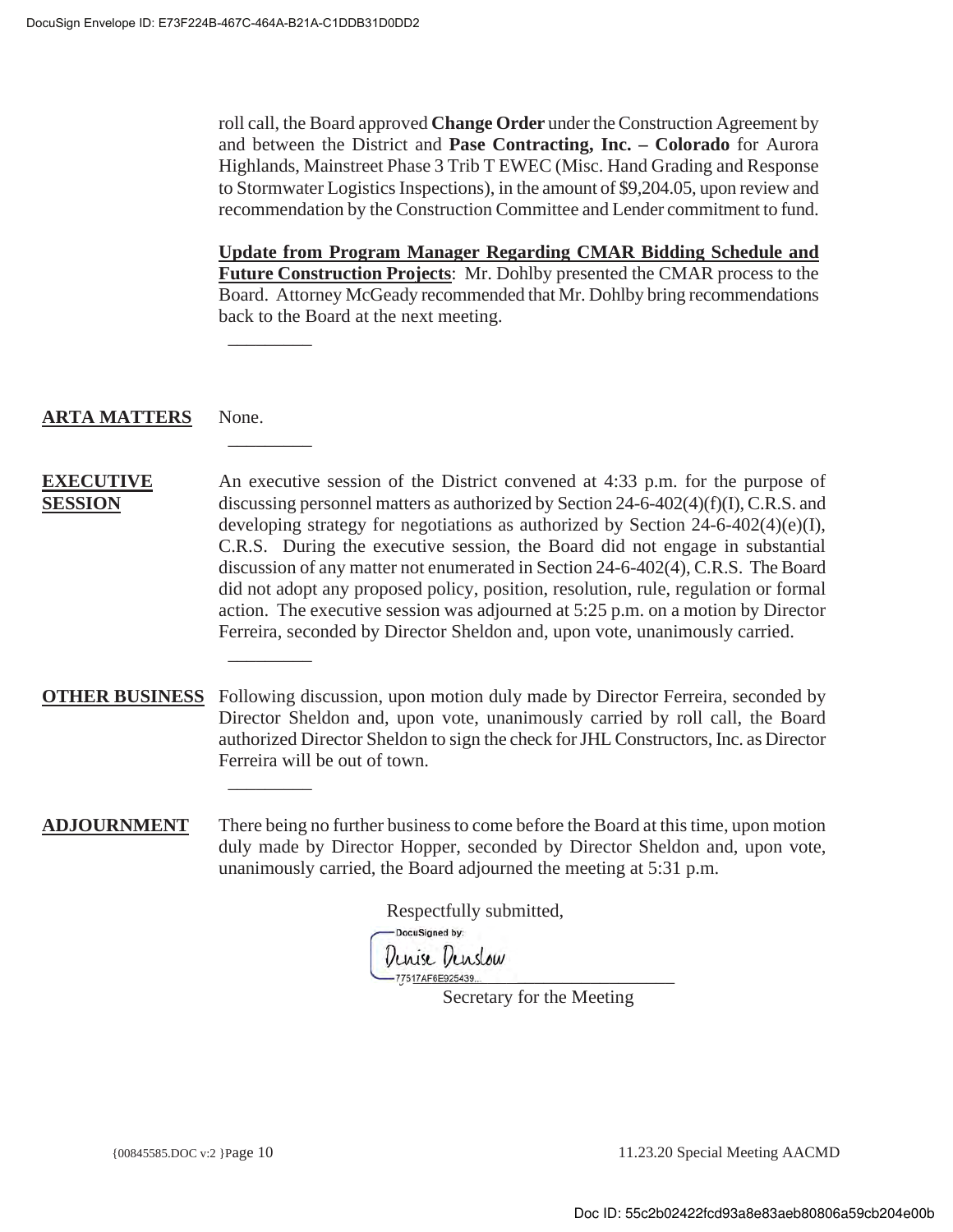roll call, the Board approved **Change Order** under the Construction Agreement by and between the District and **Pase Contracting, Inc. – Colorado** for Aurora Highlands, Mainstreet Phase 3 Trib T EWEC (Misc. Hand Grading and Response to Stormwater Logistics Inspections), in the amount of $9,204.05, upon review and recommendation by the Construction Committee and Lender commitment to fund.

**Update from Program Manager Regarding CMAR Bidding Schedule and Future Construction Projects**: Mr. Dohlby presented the CMAR process to the Board. Attorney McGeady recommended that Mr. Dohlby bring recommendations back to the Board at the next meeting.

---

**ARTA MATTERS** None.

---

**EXECUTIVE SESSION** An executive session of the District convened at 4:33 p.m. for the purpose of discussing personnel matters as authorized by Section 24-6-402(4)(f)(I), C.R.S. and developing strategy for negotiations as authorized by Section 24-6-402(4)(e)(I), C.R.S. During the executive session, the Board did not engage in substantial discussion of any matter not enumerated in Section 24-6-402(4), C.R.S. The Board did not adopt any proposed policy, position, resolution, rule, regulation or formal action. The executive session was adjourned at 5:25 p.m. on a motion by Director Ferreira, seconded by Director Sheldon and, upon vote, unanimously carried.

---

**OTHER BUSINESS** Following discussion, upon motion duly made by Director Ferreira, seconded by Director Sheldon and, upon vote, unanimously carried by roll call, the Board authorized Director Sheldon to sign the check for JHL Constructors, Inc. as Director Ferreira will be out of town.

---

**ADJOURNMENT** There being no further business to come before the Board at this time, upon motion duly made by Director Hopper, seconded by Director Sheldon and, upon vote, unanimously carried, the Board adjourned the meeting at 5:31 p.m.

Respectfully submitted,

DocuSigned by:
Denise Denslow
77517AF6E925439...

Secretary for the Meeting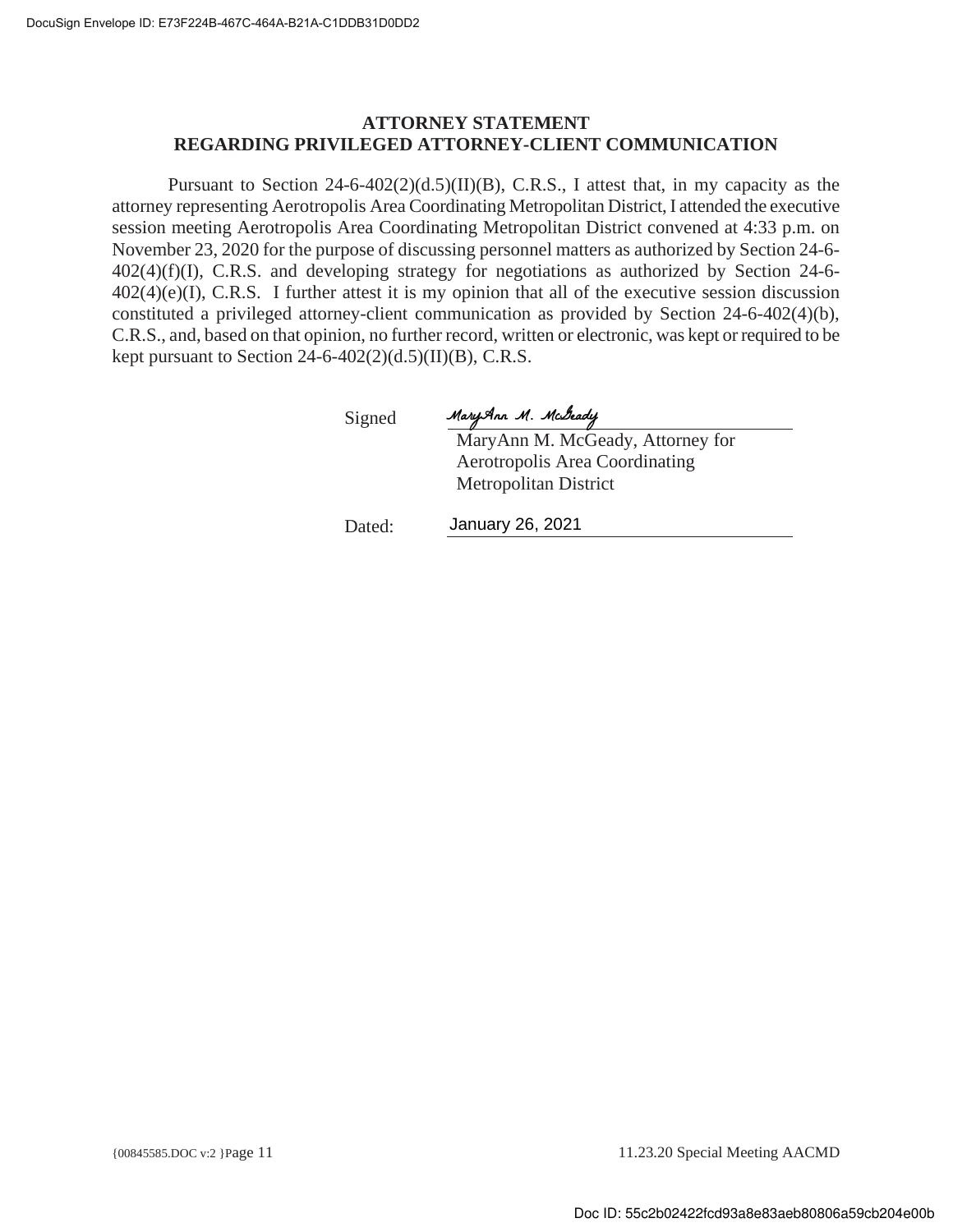**ATTORNEY STATEMENT**
**REGARDING PRIVILEGED ATTORNEY-CLIENT COMMUNICATION**

Pursuant to Section 24-6-402(2)(d.5)(II)(B), C.R.S., I attest that, in my capacity as the attorney representing Aerotropolis Area Coordinating Metropolitan District, I attended the executive session meeting Aerotropolis Area Coordinating Metropolitan District convened at 4:33 p.m. on November 23, 2020 for the purpose of discussing personnel matters as authorized by Section 24-6-402(4)(f)(I), C.R.S. and developing strategy for negotiations as authorized by Section 24-6-402(4)(e)(I), C.R.S. I further attest it is my opinion that all of the executive session discussion constituted a privileged attorney-client communication as provided by Section 24-6-402(4)(b), C.R.S., and, based on that opinion, no further record, written or electronic, was kept or required to be kept pursuant to Section 24-6-402(2)(d.5)(II)(B), C.R.S.

Signed MaryAnn M. McGeady
MaryAnn M. McGeady, Attorney for Aerotropolis Area Coordinating Metropolitan District

Dated: January 26, 2021